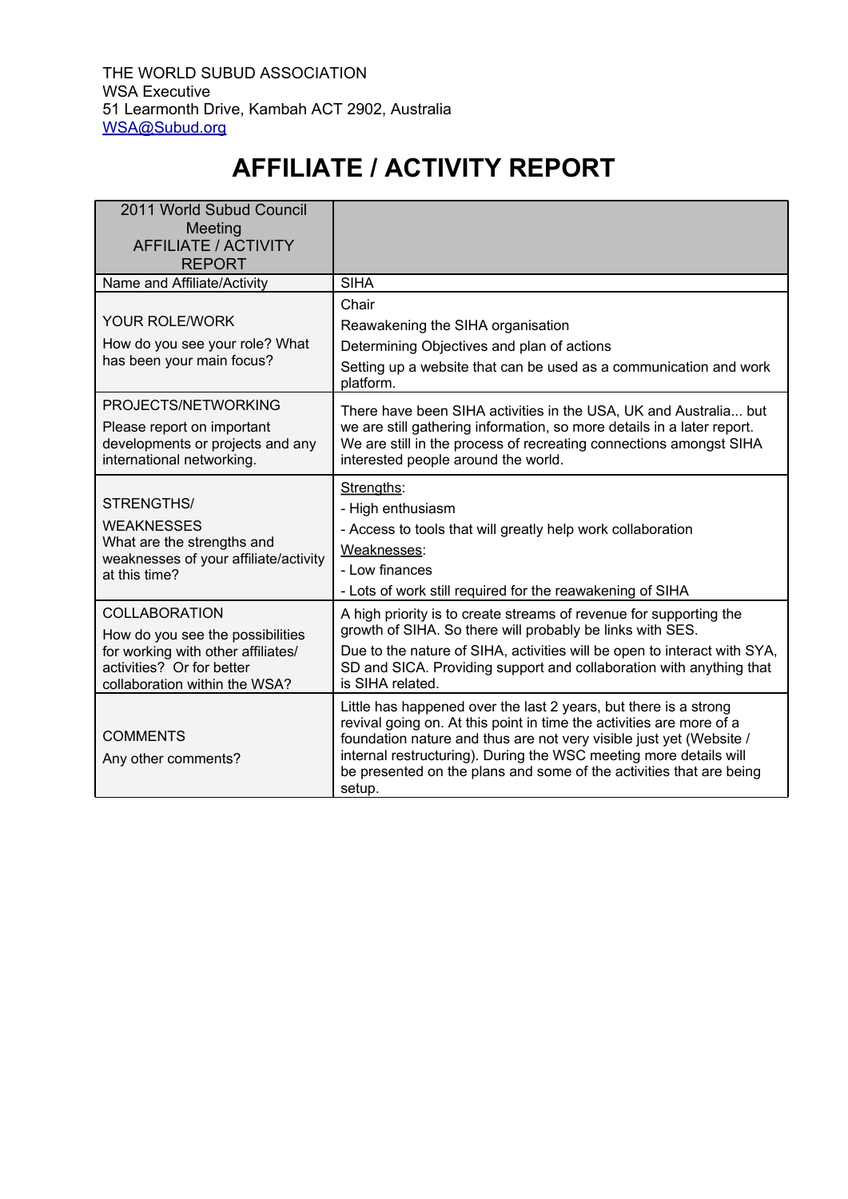THE WORLD SUBUD ASSOCIATION
WSA Executive
51 Learmonth Drive, Kambah ACT 2902, Australia
WSA@Subud.org

# AFFILIATE / ACTIVITY REPORT

| 2011 World Subud Council Meeting AFFILIATE / ACTIVITY REPORT | |
|---|---|
| Name and Affiliate/Activity | SIHA |
| YOUR ROLE/WORK<br>How do you see your role? What has been your main focus? | Chair<br>Reawakening the SIHA organisation<br>Determining Objectives and plan of actions<br>Setting up a website that can be used as a communication and work platform. |
| PROJECTS/NETWORKING<br>Please report on important developments or projects and any international networking. | There have been SIHA activities in the USA, UK and Australia... but we are still gathering information, so more details in a later report. We are still in the process of recreating connections amongst SIHA interested people around the world. |
| STRENGTHS/<br>WEAKNESSES<br>What are the strengths and weaknesses of your affiliate/activity at this time? | <u>Strengths</u>:<br>- High enthusiasm<br>- Access to tools that will greatly help work collaboration<br><u>Weaknesses</u>:<br>- Low finances<br>- Lots of work still required for the reawakening of SIHA |
| COLLABORATION<br>How do you see the possibilities for working with other affiliates/ activities? Or for better collaboration within the WSA? | A high priority is to create streams of revenue for supporting the growth of SIHA. So there will probably be links with SES.<br>Due to the nature of SIHA, activities will be open to interact with SYA, SD and SICA. Providing support and collaboration with anything that is SIHA related. |
| COMMENTS<br>Any other comments? | Little has happened over the last 2 years, but there is a strong revival going on. At this point in time the activities are more of a foundation nature and thus are not very visible just yet (Website / internal restructuring). During the WSC meeting more details will be presented on the plans and some of the activities that are being setup. |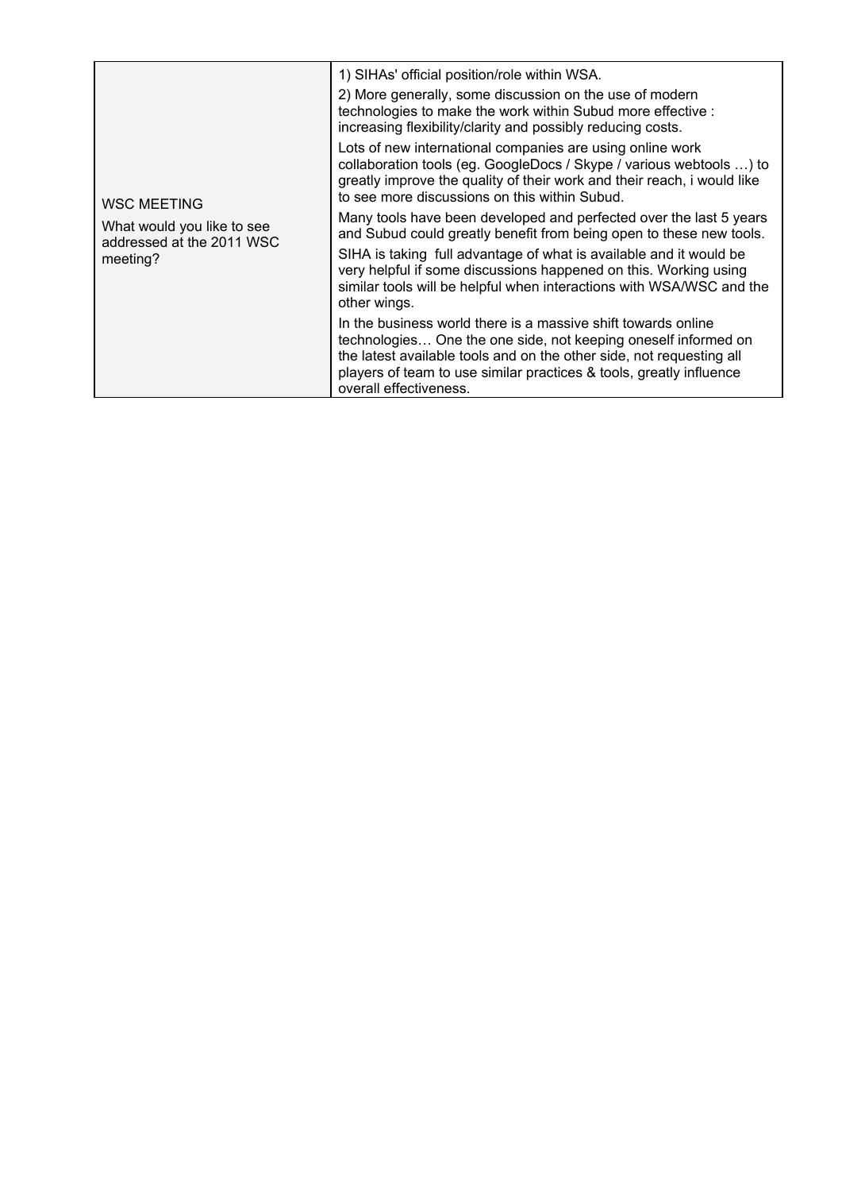| | |
|---|---|
| WSC MEETING<br><br>What would you like to see addressed at the 2011 WSC meeting? | 1) SIHAs' official position/role within WSA.<br><br>2) More generally, some discussion on the use of modern technologies to make the work within Subud more effective : increasing flexibility/clarity and possibly reducing costs.<br><br>Lots of new international companies are using online work collaboration tools (eg. GoogleDocs / Skype / various webtools …) to greatly improve the quality of their work and their reach, i would like to see more discussions on this within Subud.<br><br>Many tools have been developed and perfected over the last 5 years and Subud could greatly benefit from being open to these new tools.<br><br>SIHA is taking full advantage of what is available and it would be very helpful if some discussions happened on this. Working using similar tools will be helpful when interactions with WSA/WSC and the other wings.<br><br>In the business world there is a massive shift towards online technologies… One the one side, not keeping oneself informed on the latest available tools and on the other side, not requesting all players of team to use similar practices & tools, greatly influence overall effectiveness. |